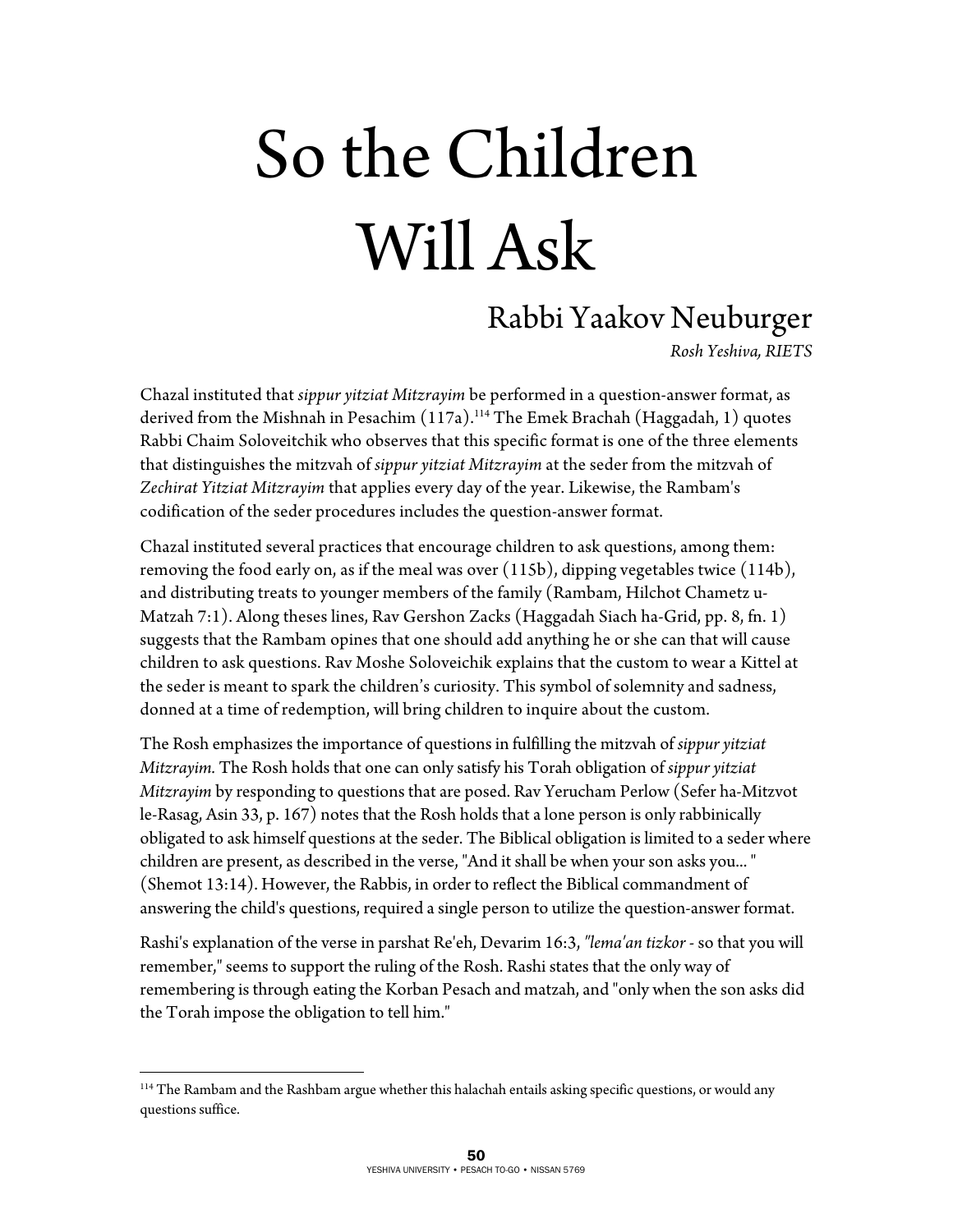# So the Children Will Ask

## Rabbi Yaakov Neuburger

*Rosh Yeshiva, RIETS*

Chazal instituted that *sippur yitziat Mitzrayim* be performed in a question-answer format, as derived from the Mishnah in Pesachim (117a).[114] The Emek Brachah (Haggadah, 1) quotes Rabbi Chaim Soloveitchik who observes that this specific format is one of the three elements that distinguishes the mitzvah of *sippur yitziat Mitzrayim* at the seder from the mitzvah of *Zechirat Yitziat Mitzrayim* that applies every day of the year. Likewise, the Rambam's codification of the seder procedures includes the question-answer format.

Chazal instituted several practices that encourage children to ask questions, among them: removing the food early on, as if the meal was over (115b), dipping vegetables twice (114b), and distributing treats to younger members of the family (Rambam, Hilchot Chametz u-Matzah 7:1). Along theses lines, Rav Gershon Zacks (Haggadah Siach ha-Grid, pp. 8, fn. 1) suggests that the Rambam opines that one should add anything he or she can that will cause children to ask questions. Rav Moshe Soloveichik explains that the custom to wear a Kittel at the seder is meant to spark the children's curiosity. This symbol of solemnity and sadness, donned at a time of redemption, will bring children to inquire about the custom.

The Rosh emphasizes the importance of questions in fulfilling the mitzvah of *sippur yitziat Mitzrayim.* The Rosh holds that one can only satisfy his Torah obligation of *sippur yitziat Mitzrayim* by responding to questions that are posed. Rav Yerucham Perlow (Sefer ha-Mitzvot le-Rasag, Asin 33, p. 167) notes that the Rosh holds that a lone person is only rabbinically obligated to ask himself questions at the seder. The Biblical obligation is limited to a seder where children are present, as described in the verse, "And it shall be when your son asks you... " (Shemot 13:14). However, the Rabbis, in order to reflect the Biblical commandment of answering the child's questions, required a single person to utilize the question-answer format.

Rashi's explanation of the verse in parshat Re'eh, Devarim 16:3, *"lema'an tizkor* - so that you will remember," seems to support the ruling of the Rosh. Rashi states that the only way of remembering is through eating the Korban Pesach and matzah, and "only when the son asks did the Torah impose the obligation to tell him."

---

[114] The Rambam and the Rashbam argue whether this halachah entails asking specific questions, or would any questions suffice.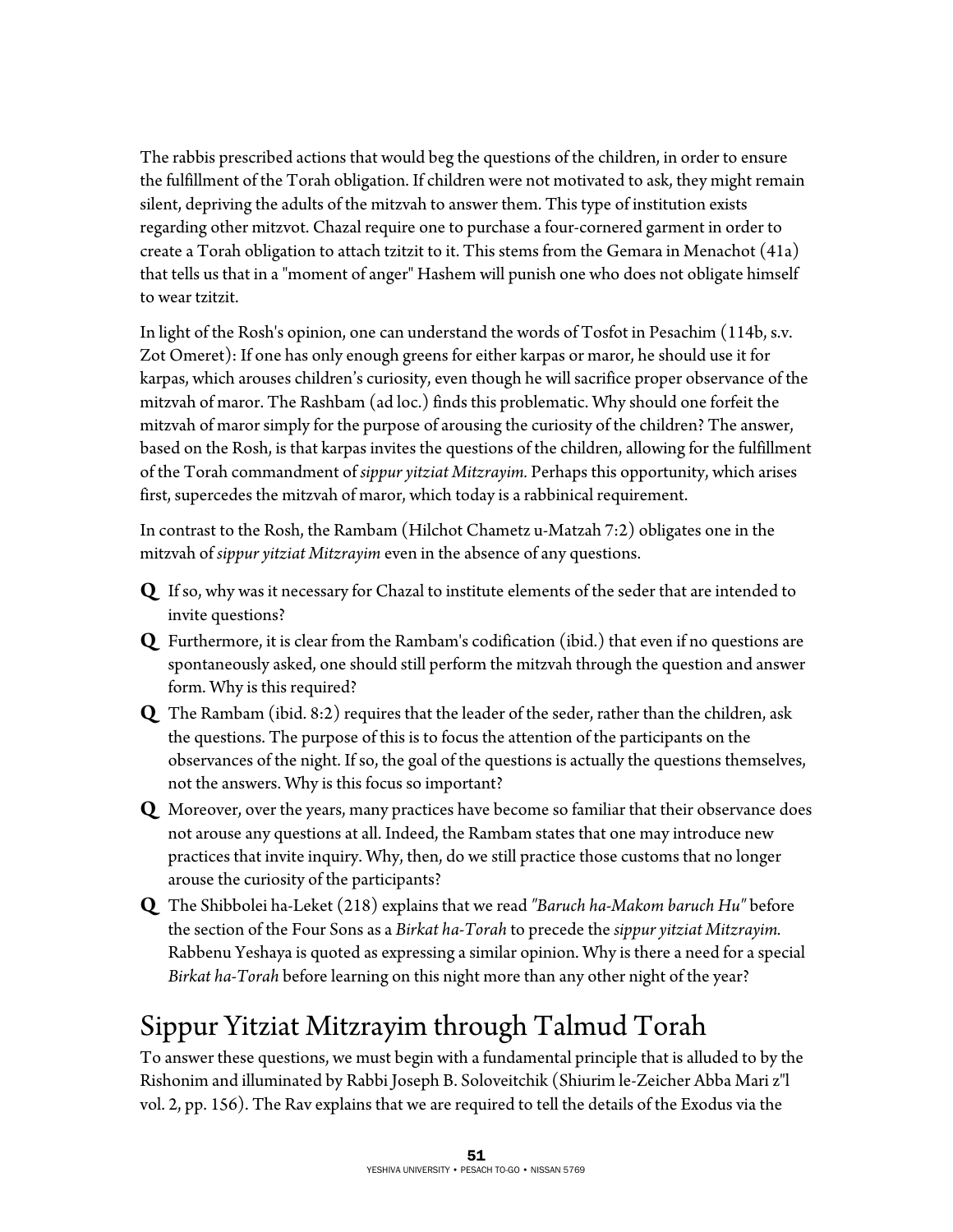The rabbis prescribed actions that would beg the questions of the children, in order to ensure the fulfillment of the Torah obligation. If children were not motivated to ask, they might remain silent, depriving the adults of the mitzvah to answer them. This type of institution exists regarding other mitzvot. Chazal require one to purchase a four-cornered garment in order to create a Torah obligation to attach tzitzit to it. This stems from the Gemara in Menachot (41a) that tells us that in a "moment of anger" Hashem will punish one who does not obligate himself to wear tzitzit.

In light of the Rosh's opinion, one can understand the words of Tosfot in Pesachim (114b, s.v. Zot Omeret): If one has only enough greens for either karpas or maror, he should use it for karpas, which arouses children's curiosity, even though he will sacrifice proper observance of the mitzvah of maror. The Rashbam (ad loc.) finds this problematic. Why should one forfeit the mitzvah of maror simply for the purpose of arousing the curiosity of the children? The answer, based on the Rosh, is that karpas invites the questions of the children, allowing for the fulfillment of the Torah commandment of *sippur yitziat Mitzrayim.* Perhaps this opportunity, which arises first, supercedes the mitzvah of maror, which today is a rabbinical requirement.

In contrast to the Rosh, the Rambam (Hilchot Chametz u-Matzah 7:2) obligates one in the mitzvah of *sippur yitziat Mitzrayim* even in the absence of any questions.

- **Q** If so, why was it necessary for Chazal to institute elements of the seder that are intended to invite questions?
- **Q** Furthermore, it is clear from the Rambam's codification (ibid.) that even if no questions are spontaneously asked, one should still perform the mitzvah through the question and answer form. Why is this required?
- **Q** The Rambam (ibid. 8:2) requires that the leader of the seder, rather than the children, ask the questions. The purpose of this is to focus the attention of the participants on the observances of the night. If so, the goal of the questions is actually the questions themselves, not the answers. Why is this focus so important?
- **Q** Moreover, over the years, many practices have become so familiar that their observance does not arouse any questions at all. Indeed, the Rambam states that one may introduce new practices that invite inquiry. Why, then, do we still practice those customs that no longer arouse the curiosity of the participants?
- **Q** The Shibbolei ha-Leket (218) explains that we read *"Baruch ha-Makom baruch Hu"* before the section of the Four Sons as a *Birkat ha-Torah* to precede the *sippur yitziat Mitzrayim.* Rabbenu Yeshaya is quoted as expressing a similar opinion. Why is there a need for a special *Birkat ha-Torah* before learning on this night more than any other night of the year?

## Sippur Yitziat Mitzrayim through Talmud Torah

To answer these questions, we must begin with a fundamental principle that is alluded to by the Rishonim and illuminated by Rabbi Joseph B. Soloveitchik (Shiurim le-Zeicher Abba Mari z"l vol. 2, pp. 156). The Rav explains that we are required to tell the details of the Exodus via the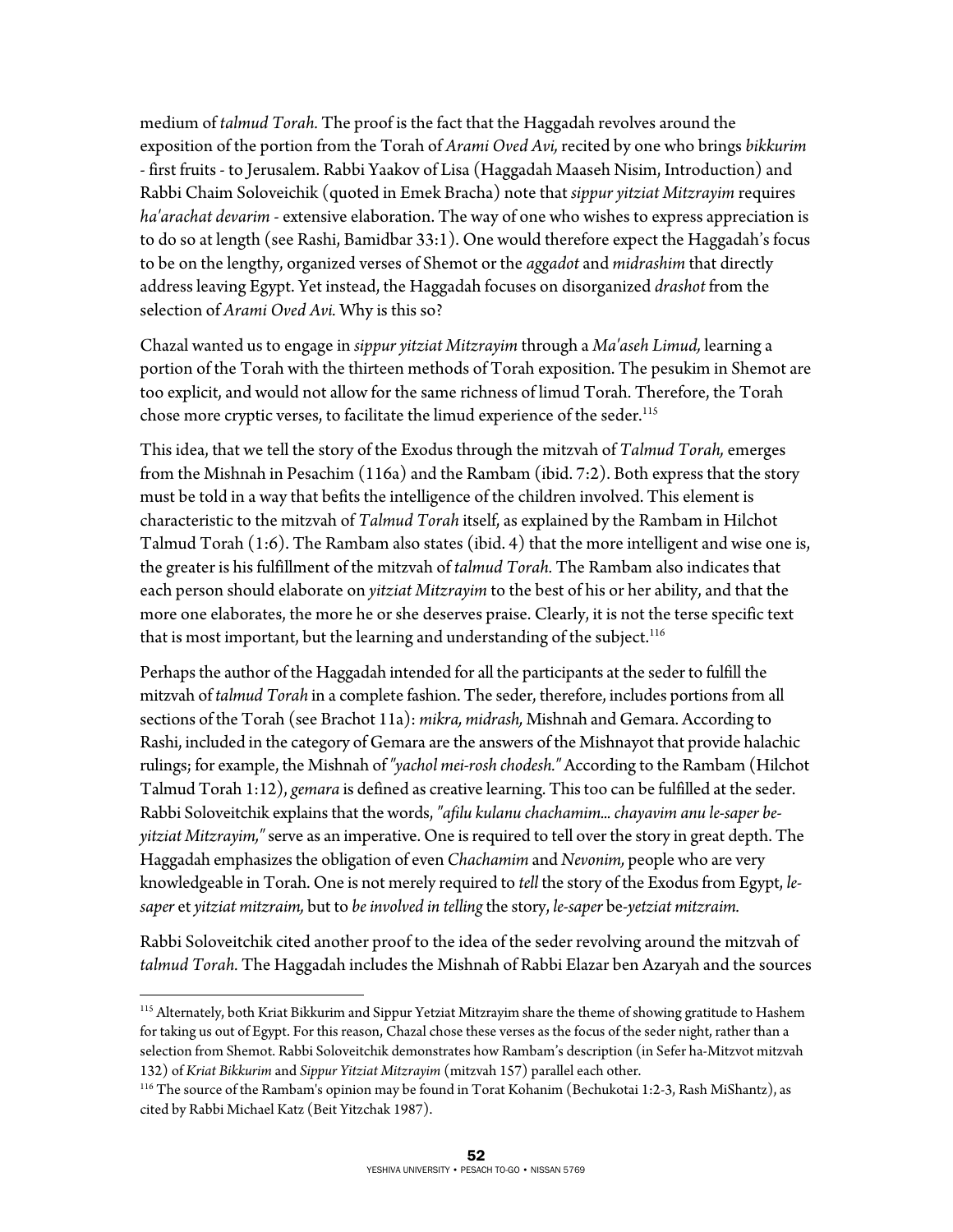medium of *talmud Torah.* The proof is the fact that the Haggadah revolves around the exposition of the portion from the Torah of *Arami Oved Avi,* recited by one who brings *bikkurim* - first fruits - to Jerusalem. Rabbi Yaakov of Lisa (Haggadah Maaseh Nisim, Introduction) and Rabbi Chaim Soloveichik (quoted in Emek Bracha) note that *sippur yitziat Mitzrayim* requires *ha'arachat devarim* - extensive elaboration. The way of one who wishes to express appreciation is to do so at length (see Rashi, Bamidbar 33:1). One would therefore expect the Haggadah's focus to be on the lengthy, organized verses of Shemot or the *aggadot* and *midrashim* that directly address leaving Egypt. Yet instead, the Haggadah focuses on disorganized *drashot* from the selection of *Arami Oved Avi.* Why is this so?

Chazal wanted us to engage in *sippur yitziat Mitzrayim* through a *Ma'aseh Limud,* learning a portion of the Torah with the thirteen methods of Torah exposition. The pesukim in Shemot are too explicit, and would not allow for the same richness of limud Torah. Therefore, the Torah chose more cryptic verses, to facilitate the limud experience of the seder.[115]

This idea, that we tell the story of the Exodus through the mitzvah of *Talmud Torah,* emerges from the Mishnah in Pesachim (116a) and the Rambam (ibid. 7:2). Both express that the story must be told in a way that befits the intelligence of the children involved. This element is characteristic to the mitzvah of *Talmud Torah* itself, as explained by the Rambam in Hilchot Talmud Torah (1:6). The Rambam also states (ibid. 4) that the more intelligent and wise one is, the greater is his fulfillment of the mitzvah of *talmud Torah.* The Rambam also indicates that each person should elaborate on *yitziat Mitzrayim* to the best of his or her ability, and that the more one elaborates, the more he or she deserves praise. Clearly, it is not the terse specific text that is most important, but the learning and understanding of the subject.[116]

Perhaps the author of the Haggadah intended for all the participants at the seder to fulfill the mitzvah of *talmud Torah* in a complete fashion. The seder, therefore, includes portions from all sections of the Torah (see Brachot 11a): *mikra, midrash,* Mishnah and Gemara. According to Rashi, included in the category of Gemara are the answers of the Mishnayot that provide halachic rulings; for example, the Mishnah of *"yachol mei-rosh chodesh."* According to the Rambam (Hilchot Talmud Torah 1:12), *gemara* is defined as creative learning. This too can be fulfilled at the seder. Rabbi Soloveitchik explains that the words, *"afilu kulanu chachamim... chayavim anu le-saper be-yitziat Mitzrayim,"* serve as an imperative. One is required to tell over the story in great depth. The Haggadah emphasizes the obligation of even *Chachamim* and *Nevonim,* people who are very knowledgeable in Torah. One is not merely required to *tell* the story of the Exodus from Egypt, *le-saper* et *yitziat mitzraim,* but to *be involved in telling* the story, *le-saper* be-*yetziat mitzraim.*

Rabbi Soloveitchik cited another proof to the idea of the seder revolving around the mitzvah of *talmud Torah.* The Haggadah includes the Mishnah of Rabbi Elazar ben Azaryah and the sources

---

[115] Alternately, both Kriat Bikkurim and Sippur Yetziat Mitzrayim share the theme of showing gratitude to Hashem for taking us out of Egypt. For this reason, Chazal chose these verses as the focus of the seder night, rather than a selection from Shemot. Rabbi Soloveitchik demonstrates how Rambam's description (in Sefer ha-Mitzvot mitzvah 132) of *Kriat Bikkurim* and *Sippur Yitziat Mitzrayim* (mitzvah 157) parallel each other.

[116] The source of the Rambam's opinion may be found in Torat Kohanim (Bechukotai 1:2-3, Rash MiShantz), as cited by Rabbi Michael Katz (Beit Yitzchak 1987).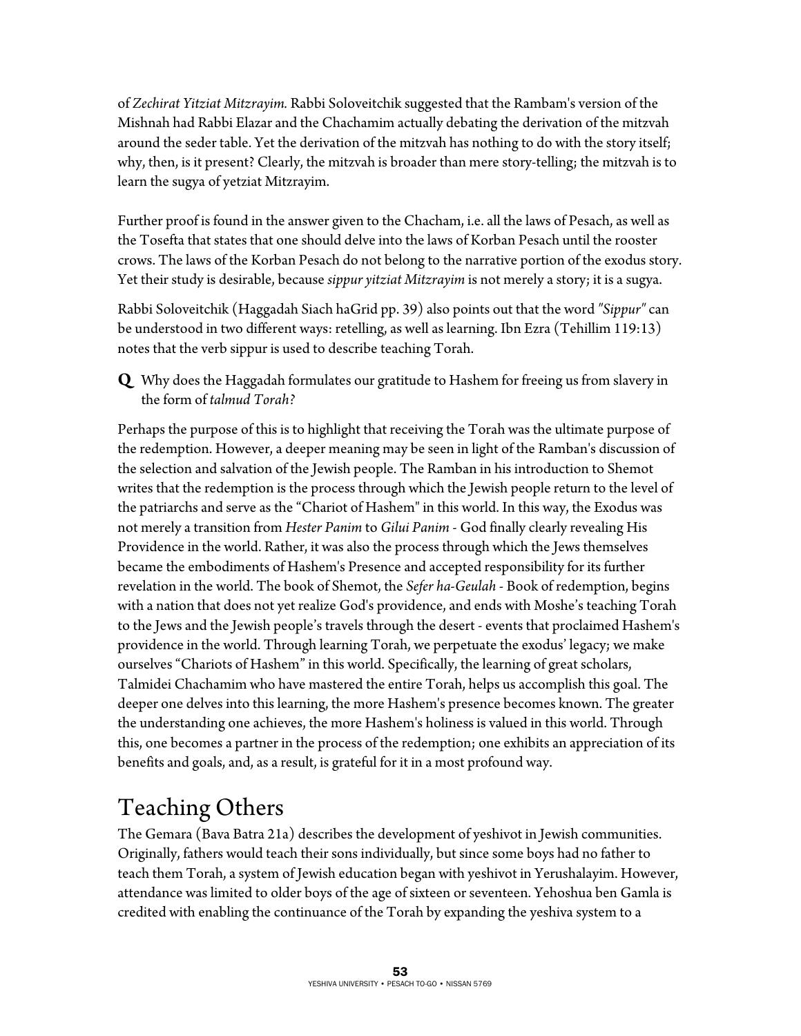of *Zechirat Yitziat Mitzrayim.* Rabbi Soloveitchik suggested that the Rambam's version of the Mishnah had Rabbi Elazar and the Chachamim actually debating the derivation of the mitzvah around the seder table. Yet the derivation of the mitzvah has nothing to do with the story itself; why, then, is it present? Clearly, the mitzvah is broader than mere story-telling; the mitzvah is to learn the sugya of yetziat Mitzrayim.

Further proof is found in the answer given to the Chacham, i.e. all the laws of Pesach, as well as the Tosefta that states that one should delve into the laws of Korban Pesach until the rooster crows. The laws of the Korban Pesach do not belong to the narrative portion of the exodus story. Yet their study is desirable, because *sippur yitziat Mitzrayim* is not merely a story; it is a sugya.

Rabbi Soloveitchik (Haggadah Siach haGrid pp. 39) also points out that the word *"Sippur"* can be understood in two different ways: retelling, as well as learning. Ibn Ezra (Tehillim 119:13) notes that the verb sippur is used to describe teaching Torah.

**Q** Why does the Haggadah formulates our gratitude to Hashem for freeing us from slavery in the form of *talmud Torah?*

Perhaps the purpose of this is to highlight that receiving the Torah was the ultimate purpose of the redemption. However, a deeper meaning may be seen in light of the Ramban's discussion of the selection and salvation of the Jewish people. The Ramban in his introduction to Shemot writes that the redemption is the process through which the Jewish people return to the level of the patriarchs and serve as the "Chariot of Hashem" in this world. In this way, the Exodus was not merely a transition from *Hester Panim* to *Gilui Panim* - God finally clearly revealing His Providence in the world. Rather, it was also the process through which the Jews themselves became the embodiments of Hashem's Presence and accepted responsibility for its further revelation in the world. The book of Shemot, the *Sefer ha-Geulah* - Book of redemption, begins with a nation that does not yet realize God's providence, and ends with Moshe's teaching Torah to the Jews and the Jewish people's travels through the desert - events that proclaimed Hashem's providence in the world. Through learning Torah, we perpetuate the exodus' legacy; we make ourselves "Chariots of Hashem" in this world. Specifically, the learning of great scholars, Talmidei Chachamim who have mastered the entire Torah, helps us accomplish this goal. The deeper one delves into this learning, the more Hashem's presence becomes known. The greater the understanding one achieves, the more Hashem's holiness is valued in this world. Through this, one becomes a partner in the process of the redemption; one exhibits an appreciation of its benefits and goals, and, as a result, is grateful for it in a most profound way.

## Teaching Others

The Gemara (Bava Batra 21a) describes the development of yeshivot in Jewish communities. Originally, fathers would teach their sons individually, but since some boys had no father to teach them Torah, a system of Jewish education began with yeshivot in Yerushalayim. However, attendance was limited to older boys of the age of sixteen or seventeen. Yehoshua ben Gamla is credited with enabling the continuance of the Torah by expanding the yeshiva system to a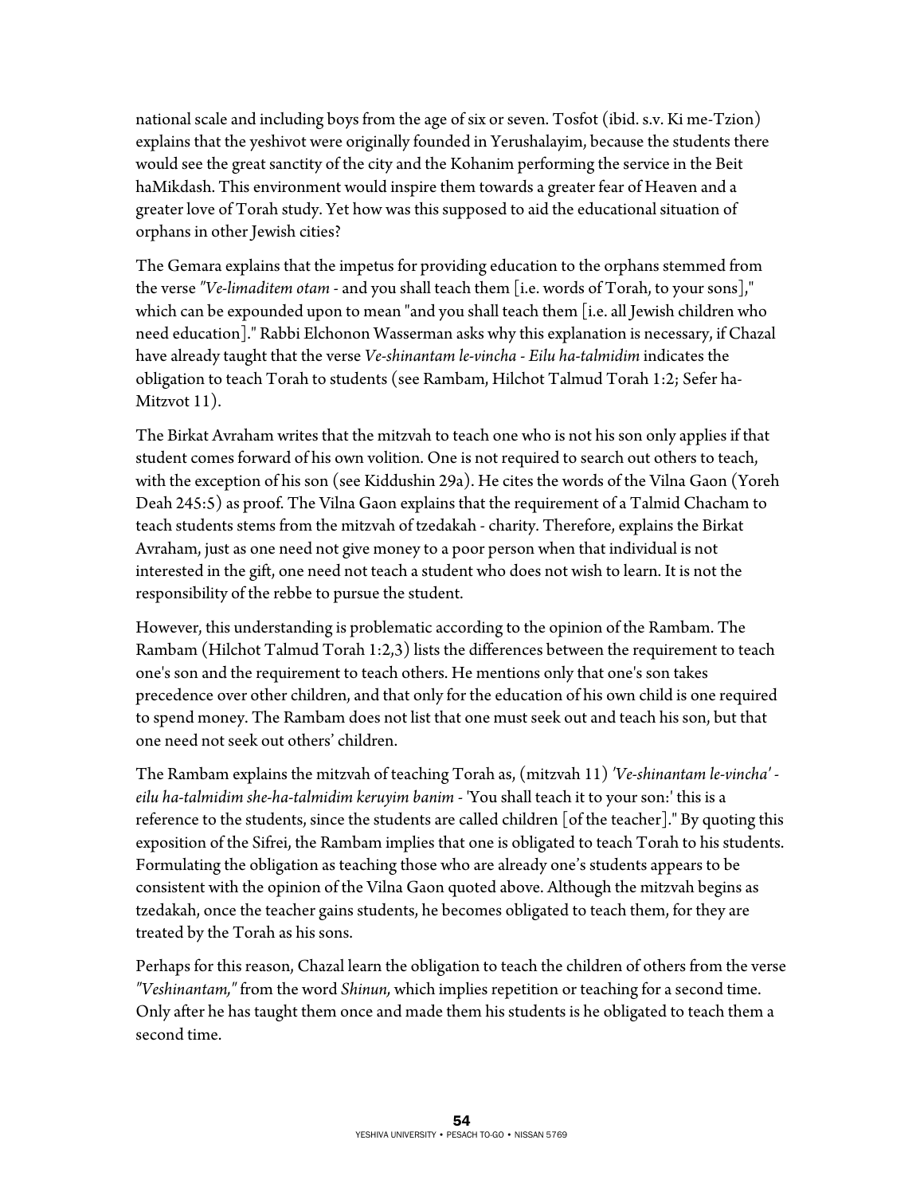national scale and including boys from the age of six or seven. Tosfot (ibid. s.v. Ki me-Tzion) explains that the yeshivot were originally founded in Yerushalayim, because the students there would see the great sanctity of the city and the Kohanim performing the service in the Beit haMikdash. This environment would inspire them towards a greater fear of Heaven and a greater love of Torah study. Yet how was this supposed to aid the educational situation of orphans in other Jewish cities?

The Gemara explains that the impetus for providing education to the orphans stemmed from the verse *"Ve-limaditem otam* - and you shall teach them [i.e. words of Torah, to your sons]," which can be expounded upon to mean "and you shall teach them [i.e. all Jewish children who need education]." Rabbi Elchonon Wasserman asks why this explanation is necessary, if Chazal have already taught that the verse *Ve-shinantam le-vincha - Eilu ha-talmidim* indicates the obligation to teach Torah to students (see Rambam, Hilchot Talmud Torah 1:2; Sefer ha-Mitzvot 11).

The Birkat Avraham writes that the mitzvah to teach one who is not his son only applies if that student comes forward of his own volition. One is not required to search out others to teach, with the exception of his son (see Kiddushin 29a). He cites the words of the Vilna Gaon (Yoreh Deah 245:5) as proof. The Vilna Gaon explains that the requirement of a Talmid Chacham to teach students stems from the mitzvah of tzedakah - charity. Therefore, explains the Birkat Avraham, just as one need not give money to a poor person when that individual is not interested in the gift, one need not teach a student who does not wish to learn. It is not the responsibility of the rebbe to pursue the student.

However, this understanding is problematic according to the opinion of the Rambam. The Rambam (Hilchot Talmud Torah 1:2,3) lists the differences between the requirement to teach one's son and the requirement to teach others. He mentions only that one's son takes precedence over other children, and that only for the education of his own child is one required to spend money. The Rambam does not list that one must seek out and teach his son, but that one need not seek out others' children.

The Rambam explains the mitzvah of teaching Torah as, (mitzvah 11) *'Ve-shinantam le-vincha' - eilu ha-talmidim she-ha-talmidim keruyim banim* - 'You shall teach it to your son:' this is a reference to the students, since the students are called children [of the teacher]." By quoting this exposition of the Sifrei, the Rambam implies that one is obligated to teach Torah to his students. Formulating the obligation as teaching those who are already one's students appears to be consistent with the opinion of the Vilna Gaon quoted above. Although the mitzvah begins as tzedakah, once the teacher gains students, he becomes obligated to teach them, for they are treated by the Torah as his sons.

Perhaps for this reason, Chazal learn the obligation to teach the children of others from the verse *"Veshinantam,"* from the word *Shinun,* which implies repetition or teaching for a second time. Only after he has taught them once and made them his students is he obligated to teach them a second time.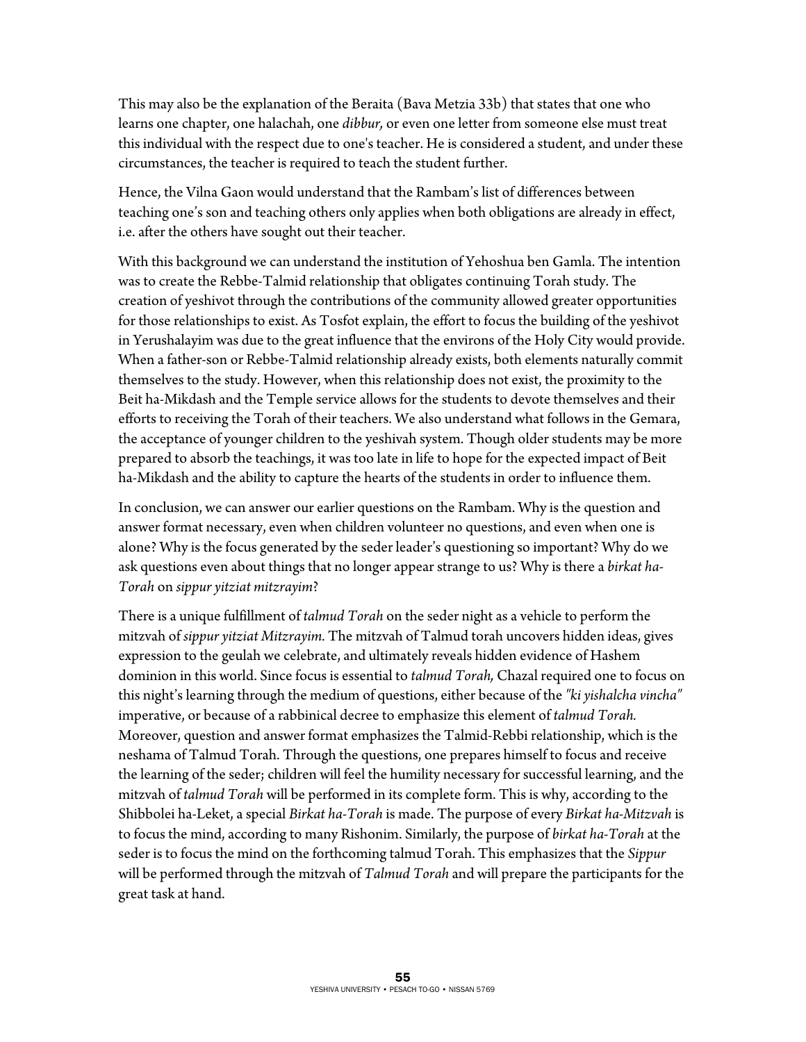This may also be the explanation of the Beraita (Bava Metzia 33b) that states that one who learns one chapter, one halachah, one *dibbur,* or even one letter from someone else must treat this individual with the respect due to one's teacher. He is considered a student, and under these circumstances, the teacher is required to teach the student further.

Hence, the Vilna Gaon would understand that the Rambam's list of differences between teaching one's son and teaching others only applies when both obligations are already in effect, i.e. after the others have sought out their teacher.

With this background we can understand the institution of Yehoshua ben Gamla. The intention was to create the Rebbe-Talmid relationship that obligates continuing Torah study. The creation of yeshivot through the contributions of the community allowed greater opportunities for those relationships to exist. As Tosfot explain, the effort to focus the building of the yeshivot in Yerushalayim was due to the great influence that the environs of the Holy City would provide. When a father-son or Rebbe-Talmid relationship already exists, both elements naturally commit themselves to the study. However, when this relationship does not exist, the proximity to the Beit ha-Mikdash and the Temple service allows for the students to devote themselves and their efforts to receiving the Torah of their teachers. We also understand what follows in the Gemara, the acceptance of younger children to the yeshivah system. Though older students may be more prepared to absorb the teachings, it was too late in life to hope for the expected impact of Beit ha-Mikdash and the ability to capture the hearts of the students in order to influence them.

In conclusion, we can answer our earlier questions on the Rambam. Why is the question and answer format necessary, even when children volunteer no questions, and even when one is alone? Why is the focus generated by the seder leader's questioning so important? Why do we ask questions even about things that no longer appear strange to us? Why is there a *birkat ha-Torah* on *sippur yitziat mitzrayim*?

There is a unique fulfillment of *talmud Torah* on the seder night as a vehicle to perform the mitzvah of *sippur yitziat Mitzrayim.* The mitzvah of Talmud torah uncovers hidden ideas, gives expression to the geulah we celebrate, and ultimately reveals hidden evidence of Hashem dominion in this world. Since focus is essential to *talmud Torah,* Chazal required one to focus on this night's learning through the medium of questions, either because of the *"ki yishalcha vincha"* imperative, or because of a rabbinical decree to emphasize this element of *talmud Torah.* Moreover, question and answer format emphasizes the Talmid-Rebbi relationship, which is the neshama of Talmud Torah. Through the questions, one prepares himself to focus and receive the learning of the seder; children will feel the humility necessary for successful learning, and the mitzvah of *talmud Torah* will be performed in its complete form. This is why, according to the Shibbolei ha-Leket, a special *Birkat ha-Torah* is made. The purpose of every *Birkat ha-Mitzvah* is to focus the mind, according to many Rishonim. Similarly, the purpose of *birkat ha-Torah* at the seder is to focus the mind on the forthcoming talmud Torah. This emphasizes that the *Sippur* will be performed through the mitzvah of *Talmud Torah* and will prepare the participants for the great task at hand.